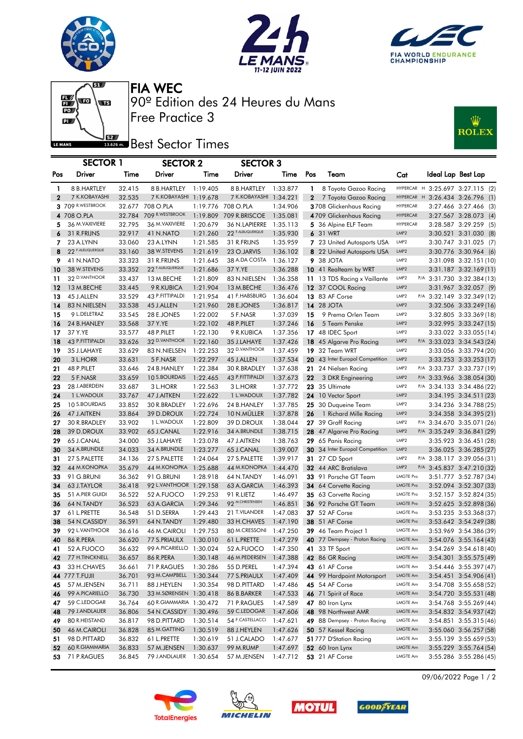# FIA WEC

## 90º Edition des 24 Heures du Mans

## Free Practice 3

## Best Sector Times

| SECTOR 1 | | | SECTOR 2 | | SECTOR 3 | | | | | | |
|---|---|---|---|---|---|---|---|---|---|---|---|
| Pos | Driver | Time | Driver | Time | Driver | Time | Pos | Team | Cat | Ideal Lap | Best Lap |
| 1 | 8 B.HARTLEY | 32.415 | 8 B.HARTLEY | 1:19.405 | 8 B.HARTLEY | 1:33.877 | 1 | 8 Toyota Gazoo Racing | HYPERCAR H | 3:25.697 | 3:27.115 (2) |
| 2 | 7 K.KOBAYASHI | 32.535 | 7 K.KOBAYASHI | 1:19.678 | 7 K.KOBAYASHI | 1:34.221 | 2 | 7 Toyota Gazoo Racing | HYPERCAR H | 3:26.434 | 3:26.796 (1) |
| 3 | 709 R.WESTBROOK | 32.677 | 708 O.PLA | 1:19.776 | 708 O.PLA | 1:34.906 | 3 | 708 Glickenhaus Racing | HYPERCAR | 3:27.466 | 3:27.466 (3) |
| 4 | 708 O.PLA | 32.784 | 709 R.WESTBROOK | 1:19.809 | 709 R.BRISCOE | 1:35.081 | 4 | 709 Glickenhaus Racing | HYPERCAR | 3:27.567 | 3:28.073 (4) |
| 5 | 36 M.VAXIVIERE | 32.795 | 36 M.VAXIVIERE | 1:20.679 | 36 N.LAPIERRE | 1:35.113 | 5 | 36 Alpine ELF Team | HYPERCAR | 3:28.587 | 3:29.259 (5) |
| 6 | 31 R.FRIJNS | 32.917 | 41 N.NATO | 1:21.260 | 22 F.ALBUQUERQUE | 1:35.930 | 6 | 31 WRT | LMP2 | 3:30.521 | 3:31.030 (8) |
| 7 | 23 A.LYNN | 33.060 | 23 A.LYNN | 1:21.585 | 31 R.FRIJNS | 1:35.959 | 7 | 23 United Autosports USA | LMP2 | 3:30.747 | 3:31.025 (7) |
| 8 | 22 F.ALBUQUERQUE | 33.160 | 38 W.STEVENS | 1:21.619 | 23 O.JARVIS | 1:36.102 | 8 | 22 United Autosports USA | LMP2 | 3:30.776 | 3:30.964 (6) |
| 9 | 41 N.NATO | 33.323 | 31 R.FRIJNS | 1:21.645 | 38 A.DA COSTA | 1:36.127 | 9 | 38 JOTA | LMP2 | 3:31.098 | 3:32.151 (10) |
| 10 | 38 W.STEVENS | 33.352 | 22 F.ALBUQUERQUE | 1:21.686 | 37 Y.YE | 1:36.288 | 10 | 41 Realteam by WRT | LMP2 | 3:31.187 | 3:32.169 (11) |
| 11 | 32 D.VANTHOOR | 33.437 | 13 M.BECHE | 1:21.809 | 83 N.NIELSEN | 1:36.358 | 11 | 13 TDS Racing x Vaillante | LMP2 P/A | 3:31.730 | 3:32.384 (13) |
| 12 | 13 M.BECHE | 33.445 | 9 R.KUBICA | 1:21.904 | 13 M.BECHE | 1:36.476 | 12 | 37 COOL Racing | LMP2 | 3:31.967 | 3:32.057 (9) |
| 13 | 45 J.ALLEN | 33.529 | 43 P.FITTIPALDI | 1:21.954 | 41 F.HABSBURG | 1:36.604 | 13 | 83 AF Corse | LMP2 P/A | 3:32.149 | 3:32.349 (12) |
| 14 | 83 N.NIELSEN | 33.538 | 45 J.ALLEN | 1:21.960 | 28 E.JONES | 1:36.817 | 14 | 28 JOTA | LMP2 | 3:32.506 | 3:33.249 (16) |
| 15 | 9 L.DELETRAZ | 33.545 | 28 E.JONES | 1:22.002 | 5 F.NASR | 1:37.039 | 15 | 9 Prema Orlen Team | LMP2 | 3:32.805 | 3:33.369 (18) |
| 16 | 24 B.HANLEY | 33.568 | 37 Y.YE | 1:22.102 | 48 P.PILET | 1:37.246 | 16 | 5 Team Penske | LMP2 | 3:32.995 | 3:33.247 (15) |
| 17 | 37 Y.YE | 33.577 | 48 P.PILET | 1:22.130 | 9 R.KUBICA | 1:37.356 | 17 | 48 IDEC Sport | LMP2 | 3:33.022 | 3:33.055 (14) |
| 18 | 43 P.FITTIPALDI | 33.626 | 32 D.VANTHOOR | 1:22.160 | 35 J.LAHAYE | 1:37.426 | 18 | 45 Algarve Pro Racing | LMP2 P/A | 3:33.023 | 3:34.543 (24) |
| 19 | 35 J.LAHAYE | 33.629 | 83 N.NIELSEN | 1:22.253 | 32 D.VANTHOOR | 1:37.459 | 19 | 32 Team WRT | LMP2 | 3:33.056 | 3:33.794 (20) |
| 20 | 3 L.HORR | 33.631 | 5 F.NASR | 1:22.297 | 45 J.ALLEN | 1:37.534 | 20 | 43 Inter Europol Competition | LMP2 | 3:33.253 | 3:33.253 (17) |
| 21 | 48 P.PILET | 33.646 | 24 B.HANLEY | 1:22.384 | 30 R.BRADLEY | 1:37.638 | 21 | 24 Nielsen Racing | LMP2 P/A | 3:33.737 | 3:33.737 (19) |
| 22 | 5 F.NASR | 33.659 | 10 S.BOURDAIS | 1:22.465 | 43 P.FITTIPALDI | 1:37.673 | 22 | 3 DKR Engineering | LMP2 P/A | 3:33.966 | 3:38.054 (30) |
| 23 | 28 J.ABERDEIN | 33.687 | 3 L.HORR | 1:22.563 | 3 L.HORR | 1:37.772 | 23 | 35 Ultimate | LMP2 P/A | 3:34.133 | 3:34.486 (22) |
| 24 | 1 L.WADOUX | 33.767 | 47 J.AITKEN | 1:22.622 | 1 L.WADOUX | 1:37.782 | 24 | 10 Vector Sport | LMP2 | 3:34.195 | 3:34.511 (23) |
| 25 | 10 S.BOURDAIS | 33.852 | 30 R.BRADLEY | 1:22.696 | 24 B.HANLEY | 1:37.785 | 25 | 30 Duqueine Team | LMP2 | 3:34.236 | 3:34.788 (25) |
| 26 | 47 J.AITKEN | 33.864 | 39 D.DROUX | 1:22.724 | 10 N.MÜLLER | 1:37.878 | 26 | 1 Richard Mille Racing | LMP2 | 3:34.358 | 3:34.395 (21) |
| 27 | 30 R.BRADLEY | 33.902 | 1 L.WADOUX | 1:22.809 | 39 D.DROUX | 1:38.044 | 27 | 39 Graff Racing | LMP2 P/A | 3:34.670 | 3:35.071 (26) |
| 28 | 39 D.DROUX | 33.902 | 65 J.CANAL | 1:22.916 | 34 A.BRUNDLE | 1:38.715 | 28 | 47 Algarve Pro Racing | LMP2 P/A | 3:35.249 | 3:36.841 (29) |
| 29 | 65 J.CANAL | 34.000 | 35 J.LAHAYE | 1:23.078 | 47 J.AITKEN | 1:38.763 | 29 | 65 Panis Racing | LMP2 | 3:35.923 | 3:36.451 (28) |
| 30 | 34 A.BRUNDLE | 34.033 | 34 A.BRUNDLE | 1:23.277 | 65 J.CANAL | 1:39.007 | 30 | 34 Inter Europol Competition | LMP2 | 3:36.025 | 3:36.285 (27) |
| 31 | 27 S.PALETTE | 34.136 | 27 S.PALETTE | 1:24.064 | 27 S.PALETTE | 1:39.917 | 31 | 27 CD Sport | LMP2 P/A | 3:38.117 | 3:39.056 (31) |
| 32 | 44 M.KONOPKA | 35.679 | 44 M.KONOPKA | 1:25.688 | 44 M.KONOPKA | 1:44.470 | 32 | 44 ARC Bratislava | LMP2 P/A | 3:45.837 | 3:47.210 (32) |
| 33 | 91 G.BRUNI | 36.362 | 91 G.BRUNI | 1:28.918 | 64 N.TANDY | 1:46.091 | 33 | 91 Porsche GT Team | LMGTE Pro | 3:51.777 | 3:52.787 (34) |
| 34 | 63 J.TAYLOR | 36.418 | 92 L.VANTHOOR | 1:29.158 | 63 A.GARCIA | 1:46.393 | 34 | 64 Corvette Racing | LMGTE Pro | 3:52.094 | 3:52.307 (33) |
| 35 | 51 A.PIER GUIDI | 36.522 | 52 A.FUOCO | 1:29.253 | 91 R.LIETZ | 1:46.497 | 35 | 63 Corvette Racing | LMGTE Pro | 3:52.157 | 3:52.824 (35) |
| 36 | 64 N.TANDY | 36.523 | 63 A.GARCIA | 1:29.346 | 92 M.CHRISTENSEN | 1:46.851 | 36 | 92 Porsche GT Team | LMGTE Pro | 3:52.625 | 3:52.898 (36) |
| 37 | 61 L.PRETTE | 36.548 | 51 D.SERRA | 1:29.443 | 21 T.VILANDER | 1:47.083 | 37 | 52 AF Corse | LMGTE Pro | 3:53.235 | 3:53.368 (37) |
| 38 | 54 N.CASSIDY | 36.591 | 64 N.TANDY | 1:29.480 | 33 H.CHAVES | 1:47.190 | 38 | 51 AF Corse | LMGTE Pro | 3:53.642 | 3:54.249 (38) |
| 39 | 92 L.VANTHOOR | 36.616 | 46 M.CAIROLI | 1:29.753 | 80 M.CRESSONI | 1:47.250 | 39 | 46 Team Project 1 | LMGTE Am | 3:53.969 | 3:54.386 (39) |
| 40 | 86 R.PERA | 36.620 | 77 S.PRIAULX | 1:30.010 | 61 L.PRETTE | 1:47.279 | 40 | 77 Dempsey - Proton Racing | LMGTE Am | 3:54.076 | 3:55.164 (43) |
| 41 | 52 A.FUOCO | 36.632 | 99 A.PICARIELLO | 1:30.024 | 52 A.FUOCO | 1:47.350 | 41 | 33 TF Sport | LMGTE Am | 3:54.269 | 3:54.618 (40) |
| 42 | 77 H.TINCKNELL | 36.657 | 86 R.PERA | 1:30.148 | 46 M.PEDERSEN | 1:47.388 | 42 | 86 GR Racing | LMGTE Am | 3:54.301 | 3:55.575 (49) |
| 43 | 33 H.CHAVES | 36.661 | 71 P.RAGUES | 1:30.286 | 55 D.PEREL | 1:47.394 | 43 | 61 AF Corse | LMGTE Am | 3:54.446 | 3:55.397 (47) |
| 44 | 777 T.FUJII | 36.701 | 93 M.CAMPBELL | 1:30.344 | 77 S.PRIAULX | 1:47.409 | 44 | 99 Hardpoint Motorsport | LMGTE Am | 3:54.451 | 3:54.906 (41) |
| 45 | 57 M.JENSEN | 36.711 | 88 J.HEYLEN | 1:30.354 | 98 D.PITTARD | 1:47.486 | 45 | 54 AF Corse | LMGTE Am | 3:54.708 | 3:55.658 (52) |
| 46 | 99 A.PICARIELLO | 36.730 | 33 M.SØRENSEN | 1:30.418 | 86 B.BARKER | 1:47.533 | 46 | 71 Spirit of Race | LMGTE Am | 3:54.720 | 3:55.531 (48) |
| 47 | 59 C.LEDOGAR | 36.764 | 60 R.GIAMMARIA | 1:30.472 | 71 P.RAGUES | 1:47.589 | 47 | 80 Iron Lynx | LMGTE Am | 3:54.768 | 3:55.269 (44) |
| 48 | 79 J.ANDLAUER | 36.806 | 54 N.CASSIDY | 1:30.496 | 59 C.LEDOGAR | 1:47.606 | 48 | 98 Northwest AMR | LMGTE Am | 3:54.832 | 3:54.937 (42) |
| 49 | 80 R.HEISTAND | 36.817 | 98 D.PITTARD | 1:30.514 | 54 F.CASTELLACCI | 1:47.621 | 49 | 88 Dempsey - Proton Racing | LMGTE Am | 3:54.851 | 3:55.315 (46) |
| 50 | 46 M.CAIROLI | 36.828 | 85 M.GATTING | 1:30.519 | 88 J.HEYLEN | 1:47.626 | 50 | 57 Kessel Racing | LMGTE Am | 3:55.060 | 3:56.257 (58) |
| 51 | 98 D.PITTARD | 36.832 | 61 L.PRETTE | 1:30.619 | 51 J.CALADO | 1:47.677 | 51 | 777 D'Station Racing | LMGTE Am | 3:55.139 | 3:55.659 (53) |
| 52 | 60 R.GIAMMARIA | 36.833 | 57 M.JENSEN | 1:30.637 | 99 M.RUMP | 1:47.697 | 52 | 60 Iron Lynx | LMGTE Am | 3:55.229 | 3:55.764 (54) |
| 53 | 71 P.RAGUES | 36.845 | 79 J.ANDLAUER | 1:30.654 | 57 M.JENSEN | 1:47.712 | 53 | 21 AF Corse | LMGTE Am | 3:55.286 | 3:55.286 (45) |

09/06/2022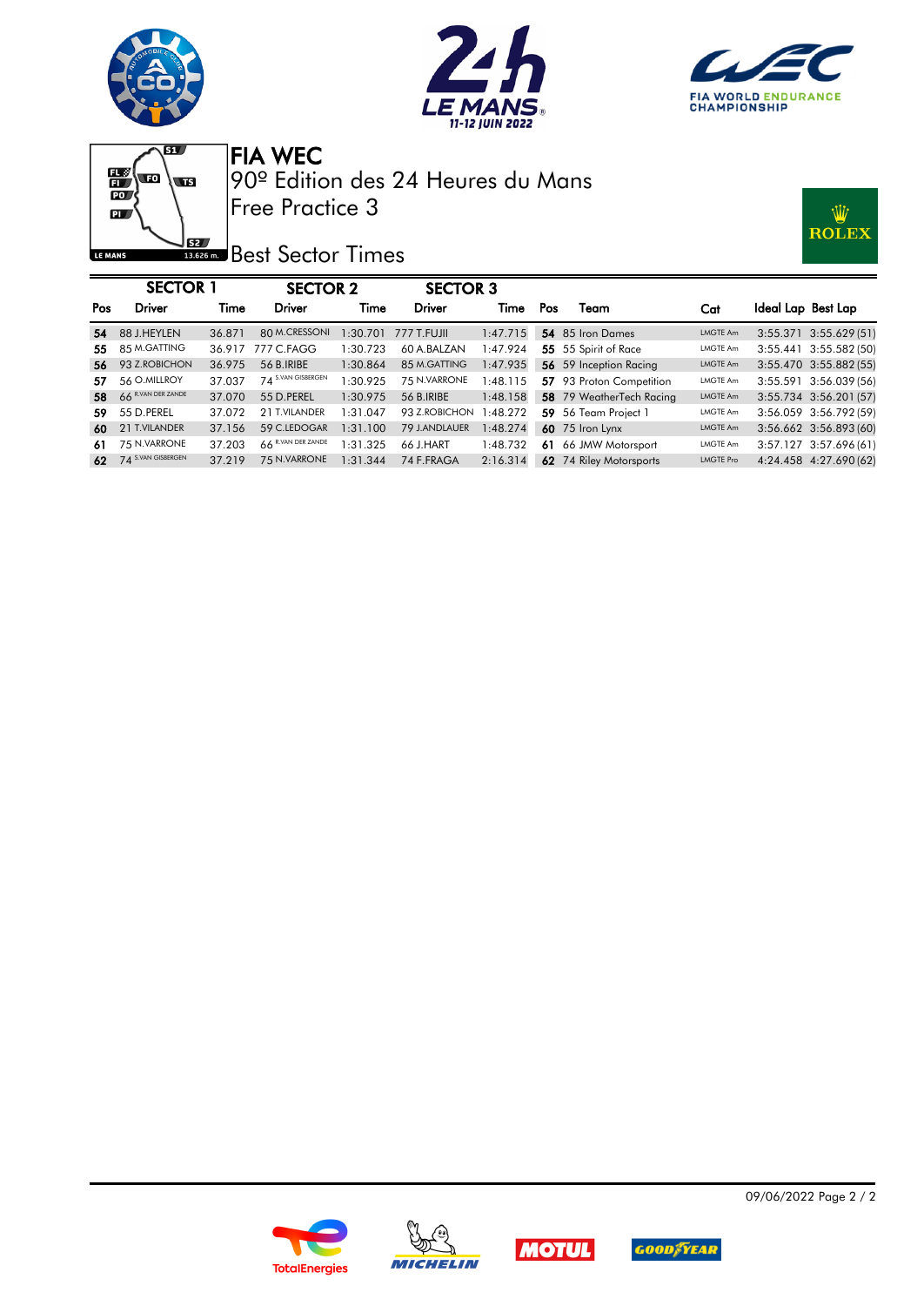# FIA WEC

90º Edition des 24 Heures du Mans

Free Practice 3

## Best Sector Times

| | SECTOR 1 | | SECTOR 2 | | SECTOR 3 | | | | | | |
|---|---|---|---|---|---|---|---|---|---|---|---|
| Pos | Driver | Time | Driver | Time | Driver | Time | Pos | Team | Cat | Ideal Lap | Best Lap |
| 54 | 88 J.HEYLEN | 36.871 | 80 M.CRESSONI | 1:30.701 | 777 T.FUJII | 1:47.715 | 54 | 85 Iron Dames | LMGTE Am | 3:55.371 | 3:55.629 (51) |
| 55 | 85 M.GATTING | 36.917 | 777 C.FAGG | 1:30.723 | 60 A.BALZAN | 1:47.924 | 55 | 55 Spirit of Race | LMGTE Am | 3:55.441 | 3:55.582 (50) |
| 56 | 93 Z.ROBICHON | 36.975 | 56 B.IRIBE | 1:30.864 | 85 M.GATTING | 1:47.935 | 56 | 59 Inception Racing | LMGTE Am | 3:55.470 | 3:55.882 (55) |
| 57 | 56 O.MILLROY | 37.037 | 74 S.VAN GISBERGEN | 1:30.925 | 75 N.VARRONE | 1:48.115 | 57 | 93 Proton Competition | LMGTE Am | 3:55.591 | 3:56.039 (56) |
| 58 | 66 R.VAN DER ZANDE | 37.070 | 55 D.PEREL | 1:30.975 | 56 B.IRIBE | 1:48.158 | 58 | 79 WeatherTech Racing | LMGTE Am | 3:55.734 | 3:56.201 (57) |
| 59 | 55 D.PEREL | 37.072 | 21 T.VILANDER | 1:31.047 | 93 Z.ROBICHON | 1:48.272 | 59 | 56 Team Project 1 | LMGTE Am | 3:56.059 | 3:56.792 (59) |
| 60 | 21 T.VILANDER | 37.156 | 59 C.LEDOGAR | 1:31.100 | 79 J.ANDLAUER | 1:48.274 | 60 | 75 Iron Lynx | LMGTE Am | 3:56.662 | 3:56.893 (60) |
| 61 | 75 N.VARRONE | 37.203 | 66 R.VAN DER ZANDE | 1:31.325 | 66 J.HART | 1:48.732 | 61 | 66 JMW Motorsport | LMGTE Am | 3:57.127 | 3:57.696 (61) |
| 62 | 74 S.VAN GISBERGEN | 37.219 | 75 N.VARRONE | 1:31.344 | 74 F.FRAGA | 2:16.314 | 62 | 74 Riley Motorsports | LMGTE Pro | 4:24.458 | 4:27.690 (62) |

09/06/2022